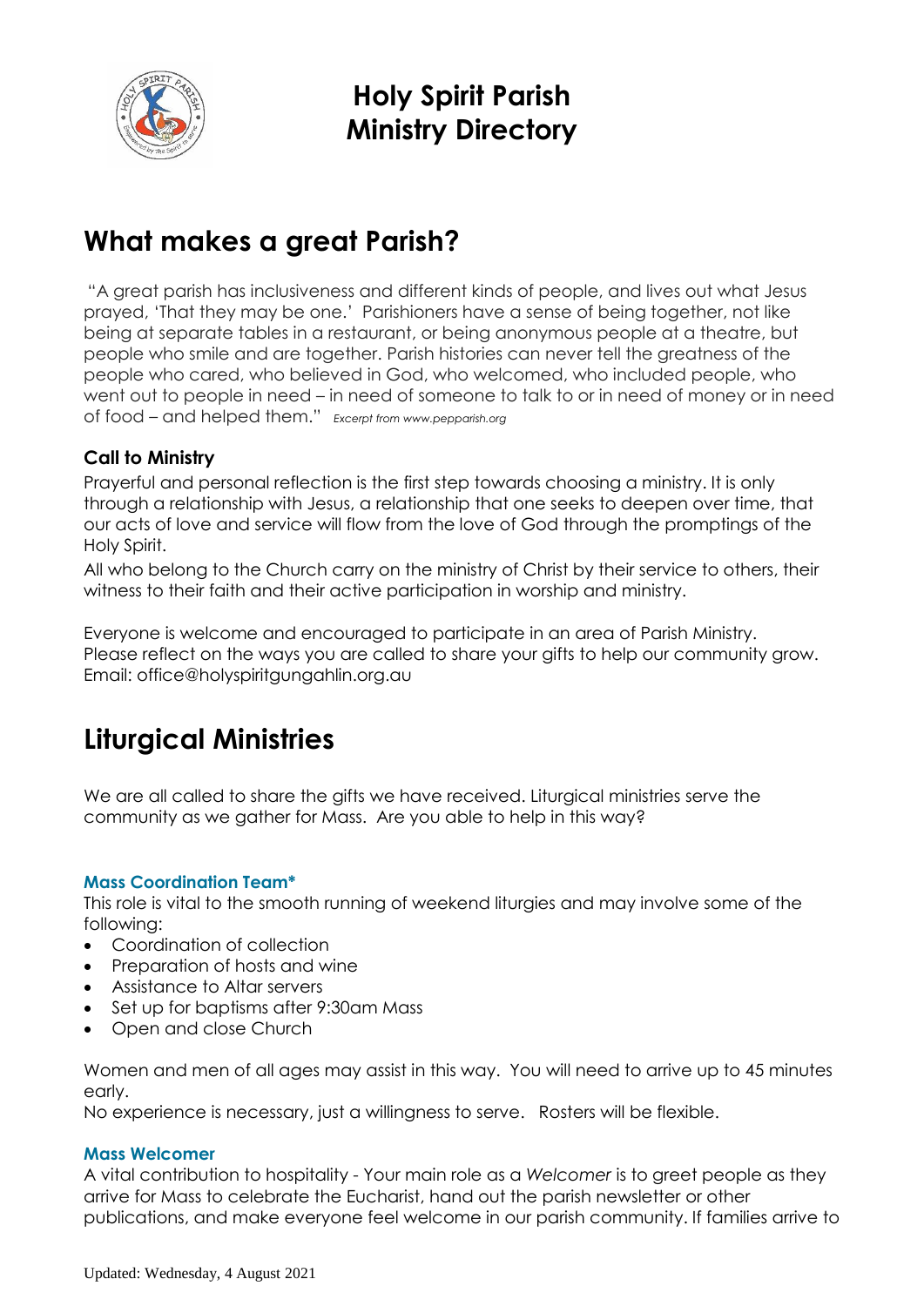# Holy Spirit Parish Ministry Directory

## What makes a great Parish?

"A great parish has inclusiveness and different kinds of people, and lives out what Jesus prayed, 'That they may be one.' Parishioners have a sense of being together, not like being at separate tables in a restaurant, or being anonymous people at a theatre, but people who smile and are together. Parish histories can never tell the greatness of the people who cared, who believed in God, who welcomed, who included people, who went out to people in need – in need of someone to talk to or in need of money or in need of food – and helped them." *Excerpt from www.pepparish.org*

### Call to Ministry

Prayerful and personal reflection is the first step towards choosing a ministry. It is only through a relationship with Jesus, a relationship that one seeks to deepen over time, that our acts of love and service will flow from the love of God through the promptings of the Holy Spirit.

All who belong to the Church carry on the ministry of Christ by their service to others, their witness to their faith and their active participation in worship and ministry.

Everyone is welcome and encouraged to participate in an area of Parish Ministry. Please reflect on the ways you are called to share your gifts to help our community grow. Email: office@holyspiritgungahlin.org.au

## Liturgical Ministries

We are all called to share the gifts we have received. Liturgical ministries serve the community as we gather for Mass. Are you able to help in this way?

### Mass Coordination Team*

This role is vital to the smooth running of weekend liturgies and may involve some of the following:

- Coordination of collection
- Preparation of hosts and wine
- Assistance to Altar servers
- Set up for baptisms after 9:30am Mass
- Open and close Church

Women and men of all ages may assist in this way. You will need to arrive up to 45 minutes early.

No experience is necessary, just a willingness to serve. Rosters will be flexible.

### Mass Welcomer

A vital contribution to hospitality - Your main role as a *Welcomer* is to greet people as they arrive for Mass to celebrate the Eucharist, hand out the parish newsletter or other publications, and make everyone feel welcome in our parish community. If families arrive to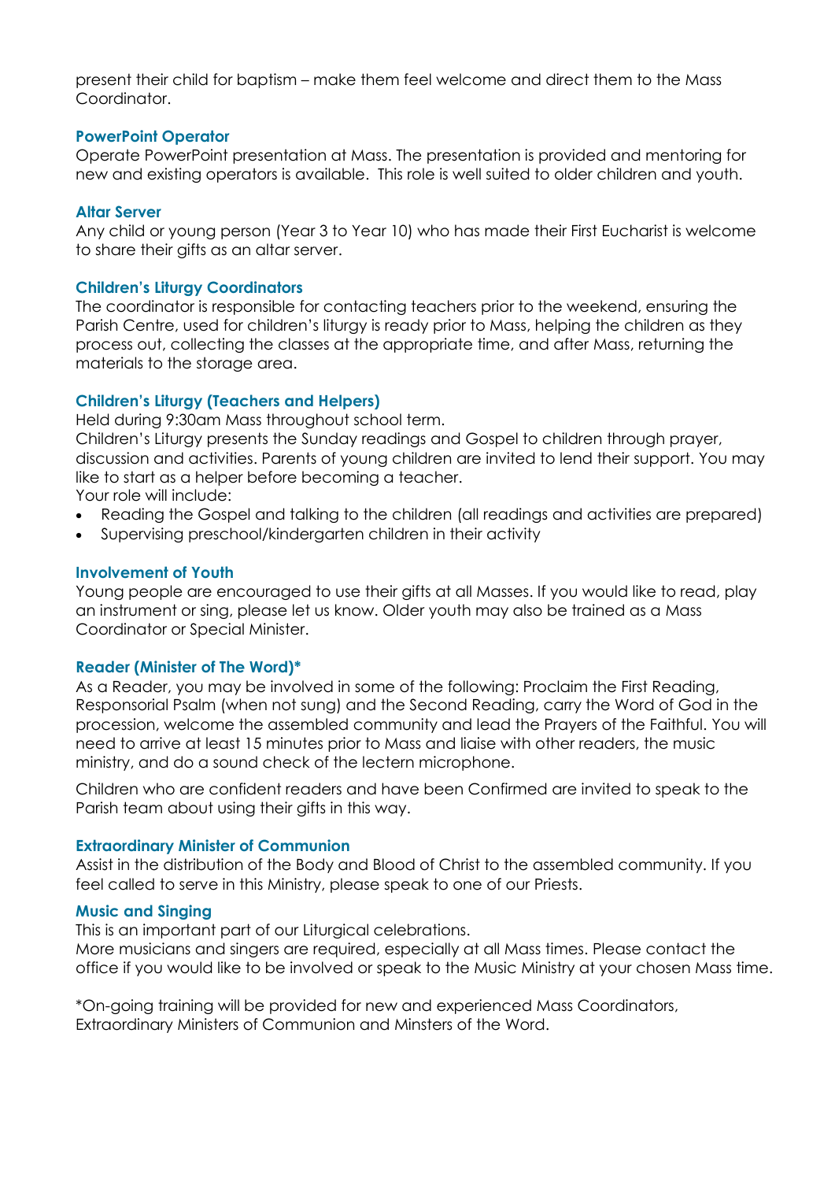present their child for baptism – make them feel welcome and direct them to the Mass Coordinator.

### PowerPoint Operator

Operate PowerPoint presentation at Mass. The presentation is provided and mentoring for new and existing operators is available. This role is well suited to older children and youth.

### Altar Server

Any child or young person (Year 3 to Year 10) who has made their First Eucharist is welcome to share their gifts as an altar server.

### Children's Liturgy Coordinators

The coordinator is responsible for contacting teachers prior to the weekend, ensuring the Parish Centre, used for children's liturgy is ready prior to Mass, helping the children as they process out, collecting the classes at the appropriate time, and after Mass, returning the materials to the storage area.

### Children's Liturgy (Teachers and Helpers)

Held during 9:30am Mass throughout school term.
Children's Liturgy presents the Sunday readings and Gospel to children through prayer, discussion and activities. Parents of young children are invited to lend their support. You may like to start as a helper before becoming a teacher.
Your role will include:

- Reading the Gospel and talking to the children (all readings and activities are prepared)
- Supervising preschool/kindergarten children in their activity

### Involvement of Youth

Young people are encouraged to use their gifts at all Masses. If you would like to read, play an instrument or sing, please let us know. Older youth may also be trained as a Mass Coordinator or Special Minister.

### Reader (Minister of The Word)*

As a Reader, you may be involved in some of the following: Proclaim the First Reading, Responsorial Psalm (when not sung) and the Second Reading, carry the Word of God in the procession, welcome the assembled community and lead the Prayers of the Faithful. You will need to arrive at least 15 minutes prior to Mass and liaise with other readers, the music ministry, and do a sound check of the lectern microphone.

Children who are confident readers and have been Confirmed are invited to speak to the Parish team about using their gifts in this way.

### Extraordinary Minister of Communion

Assist in the distribution of the Body and Blood of Christ to the assembled community. If you feel called to serve in this Ministry, please speak to one of our Priests.

### Music and Singing

This is an important part of our Liturgical celebrations.
More musicians and singers are required, especially at all Mass times. Please contact the office if you would like to be involved or speak to the Music Ministry at your chosen Mass time.

*On-going training will be provided for new and experienced Mass Coordinators, Extraordinary Ministers of Communion and Minsters of the Word.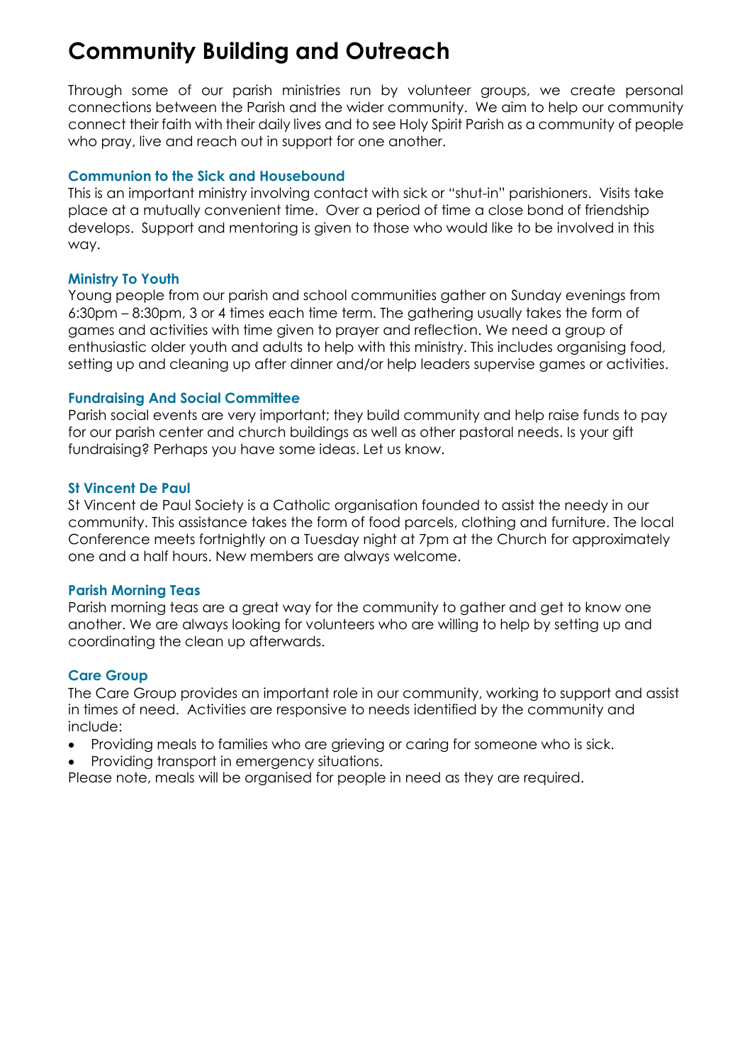# Community Building and Outreach

Through some of our parish ministries run by volunteer groups, we create personal connections between the Parish and the wider community. We aim to help our community connect their faith with their daily lives and to see Holy Spirit Parish as a community of people who pray, live and reach out in support for one another.

### Communion to the Sick and Housebound

This is an important ministry involving contact with sick or "shut-in" parishioners. Visits take place at a mutually convenient time. Over a period of time a close bond of friendship develops. Support and mentoring is given to those who would like to be involved in this way.

### Ministry To Youth

Young people from our parish and school communities gather on Sunday evenings from 6:30pm – 8:30pm, 3 or 4 times each time term. The gathering usually takes the form of games and activities with time given to prayer and reflection. We need a group of enthusiastic older youth and adults to help with this ministry. This includes organising food, setting up and cleaning up after dinner and/or help leaders supervise games or activities.

### Fundraising And Social Committee

Parish social events are very important; they build community and help raise funds to pay for our parish center and church buildings as well as other pastoral needs. Is your gift fundraising? Perhaps you have some ideas. Let us know.

### St Vincent De Paul

St Vincent de Paul Society is a Catholic organisation founded to assist the needy in our community. This assistance takes the form of food parcels, clothing and furniture. The local Conference meets fortnightly on a Tuesday night at 7pm at the Church for approximately one and a half hours. New members are always welcome.

### Parish Morning Teas

Parish morning teas are a great way for the community to gather and get to know one another. We are always looking for volunteers who are willing to help by setting up and coordinating the clean up afterwards.

### Care Group

The Care Group provides an important role in our community, working to support and assist in times of need. Activities are responsive to needs identified by the community and include:

- Providing meals to families who are grieving or caring for someone who is sick.
- Providing transport in emergency situations.

Please note, meals will be organised for people in need as they are required.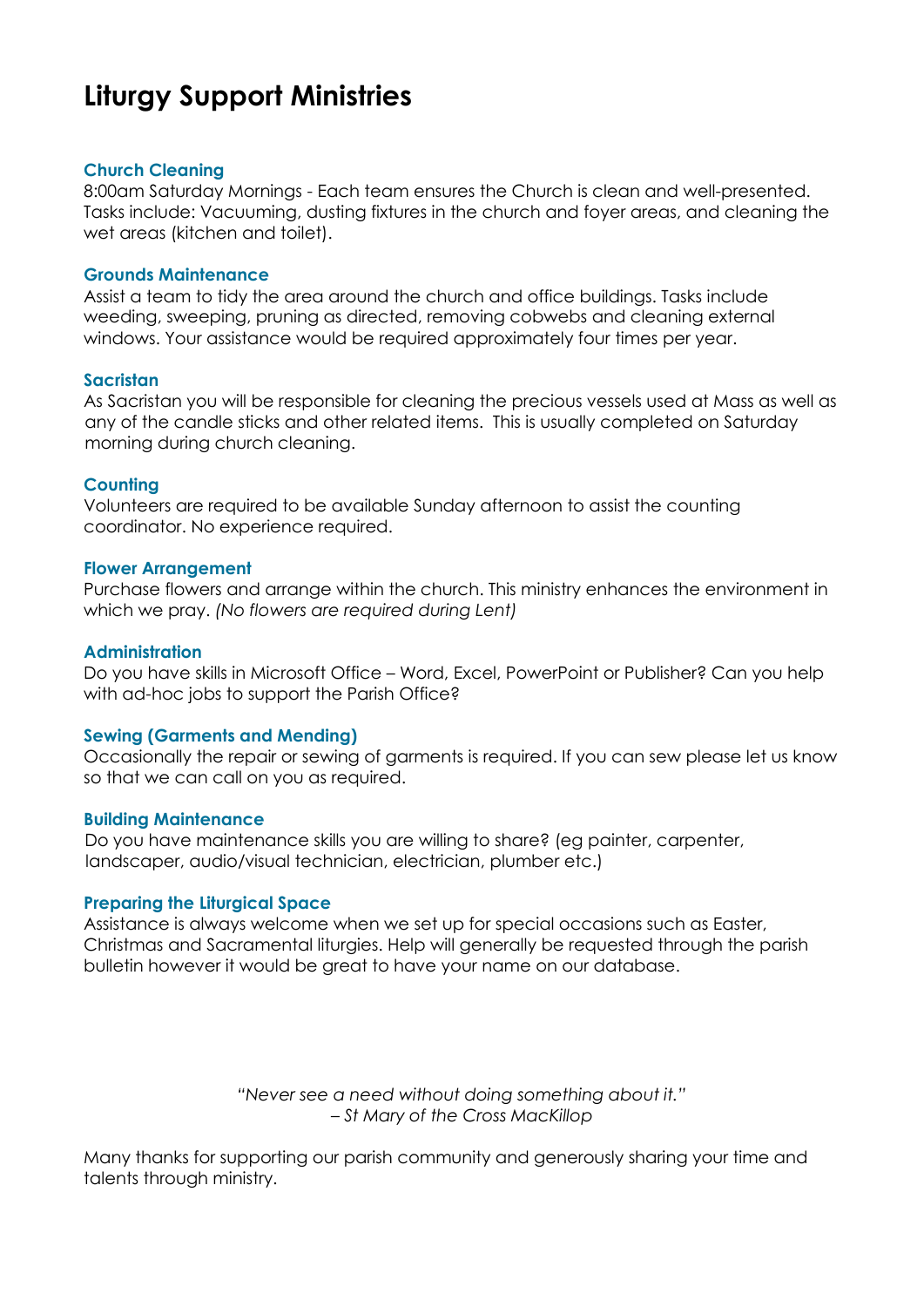# Liturgy Support Ministries

### Church Cleaning

8:00am Saturday Mornings - Each team ensures the Church is clean and well-presented. Tasks include: Vacuuming, dusting fixtures in the church and foyer areas, and cleaning the wet areas (kitchen and toilet).

### Grounds Maintenance

Assist a team to tidy the area around the church and office buildings. Tasks include weeding, sweeping, pruning as directed, removing cobwebs and cleaning external windows. Your assistance would be required approximately four times per year.

### Sacristan

As Sacristan you will be responsible for cleaning the precious vessels used at Mass as well as any of the candle sticks and other related items. This is usually completed on Saturday morning during church cleaning.

### Counting

Volunteers are required to be available Sunday afternoon to assist the counting coordinator. No experience required.

### Flower Arrangement

Purchase flowers and arrange within the church. This ministry enhances the environment in which we pray. *(No flowers are required during Lent)*

### Administration

Do you have skills in Microsoft Office – Word, Excel, PowerPoint or Publisher? Can you help with ad-hoc jobs to support the Parish Office?

### Sewing (Garments and Mending)

Occasionally the repair or sewing of garments is required. If you can sew please let us know so that we can call on you as required.

### Building Maintenance

Do you have maintenance skills you are willing to share? (eg painter, carpenter, landscaper, audio/visual technician, electrician, plumber etc.)

### Preparing the Liturgical Space

Assistance is always welcome when we set up for special occasions such as Easter, Christmas and Sacramental liturgies. Help will generally be requested through the parish bulletin however it would be great to have your name on our database.

*"Never see a need without doing something about it."*
*– St Mary of the Cross MacKillop*

Many thanks for supporting our parish community and generously sharing your time and talents through ministry.